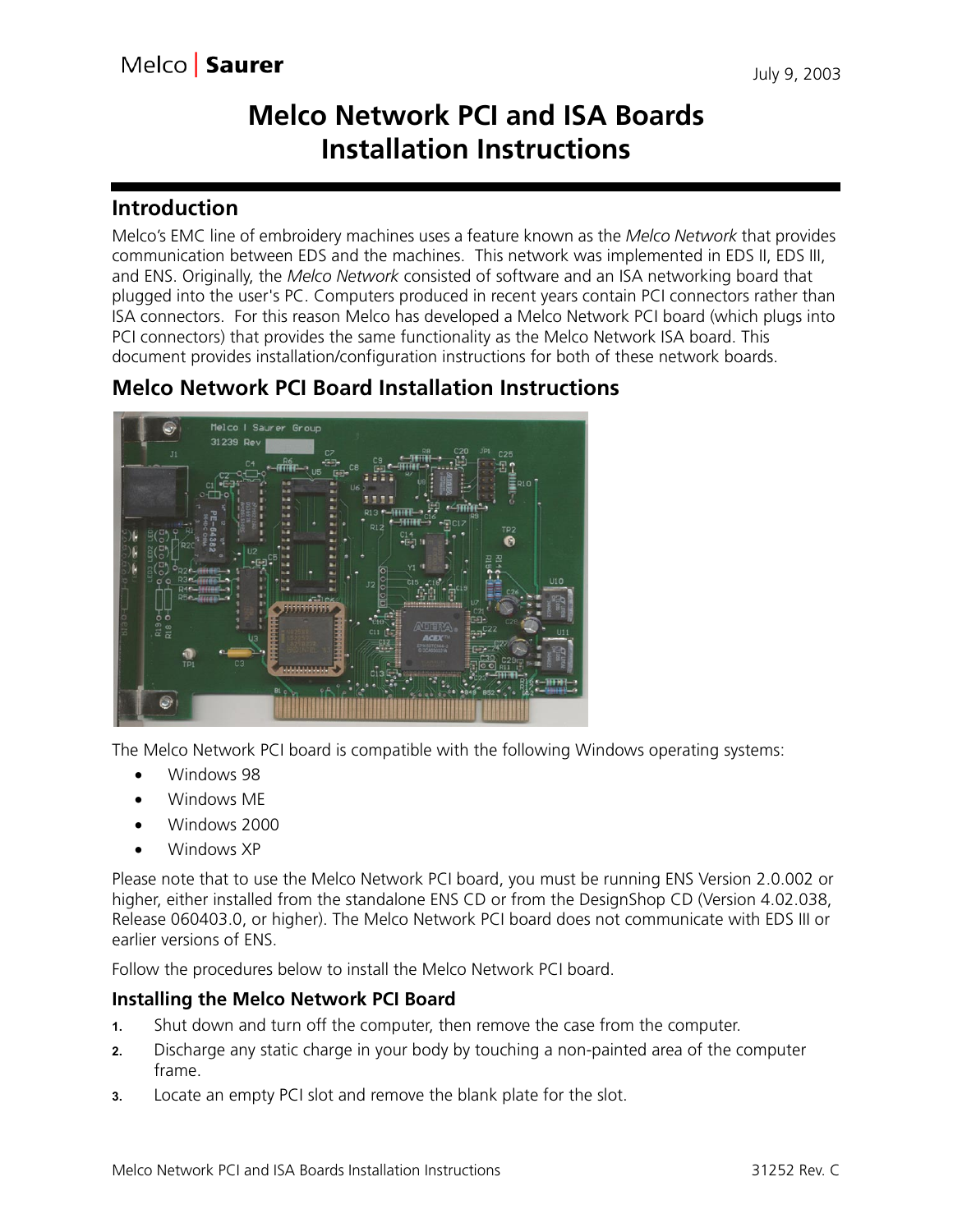Melco | Saurer

July 9, 2003

# Melco Network PCI and ISA Boards Installation Instructions

## Introduction

Melco's EMC line of embroidery machines uses a feature known as the *Melco Network* that provides communication between EDS and the machines. This network was implemented in EDS II, EDS III, and ENS. Originally, the *Melco Network* consisted of software and an ISA networking board that plugged into the user's PC. Computers produced in recent years contain PCI connectors rather than ISA connectors. For this reason Melco has developed a Melco Network PCI board (which plugs into PCI connectors) that provides the same functionality as the Melco Network ISA board. This document provides installation/configuration instructions for both of these network boards.

## Melco Network PCI Board Installation Instructions

The Melco Network PCI board is compatible with the following Windows operating systems:

- Windows 98
- Windows ME
- Windows 2000
- Windows XP

Please note that to use the Melco Network PCI board, you must be running ENS Version 2.0.002 or higher, either installed from the standalone ENS CD or from the DesignShop CD (Version 4.02.038, Release 060403.0, or higher). The Melco Network PCI board does not communicate with EDS III or earlier versions of ENS.

Follow the procedures below to install the Melco Network PCI board.

### Installing the Melco Network PCI Board

1. Shut down and turn off the computer, then remove the case from the computer.
2. Discharge any static charge in your body by touching a non-painted area of the computer frame.
3. Locate an empty PCI slot and remove the blank plate for the slot.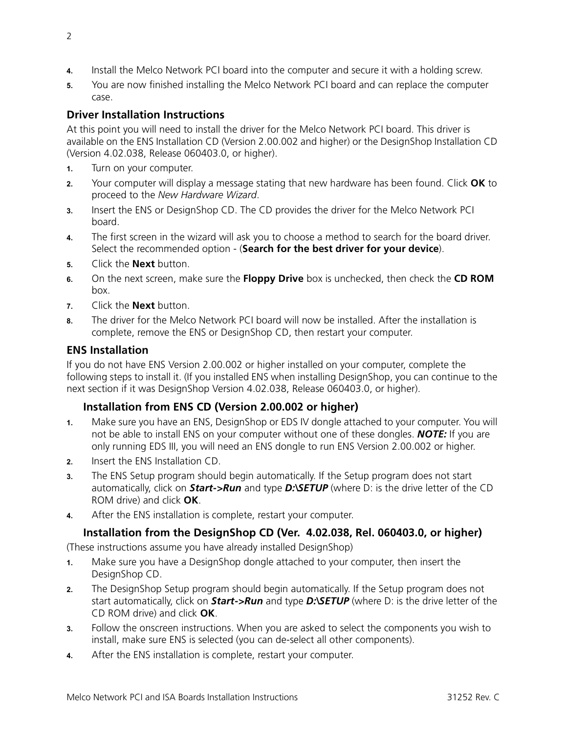4. Install the Melco Network PCI board into the computer and secure it with a holding screw.
5. You are now finished installing the Melco Network PCI board and can replace the computer case.

## Driver Installation Instructions

At this point you will need to install the driver for the Melco Network PCI board. This driver is available on the ENS Installation CD (Version 2.00.002 and higher) or the DesignShop Installation CD (Version 4.02.038, Release 060403.0, or higher).

1. Turn on your computer.
2. Your computer will display a message stating that new hardware has been found. Click **OK** to proceed to the *New Hardware Wizard*.
3. Insert the ENS or DesignShop CD. The CD provides the driver for the Melco Network PCI board.
4. The first screen in the wizard will ask you to choose a method to search for the board driver. Select the recommended option - (**Search for the best driver for your device**).
5. Click the **Next** button.
6. On the next screen, make sure the **Floppy Drive** box is unchecked, then check the **CD ROM** box.
7. Click the **Next** button.
8. The driver for the Melco Network PCI board will now be installed. After the installation is complete, remove the ENS or DesignShop CD, then restart your computer.

## ENS Installation

If you do not have ENS Version 2.00.002 or higher installed on your computer, complete the following steps to install it. (If you installed ENS when installing DesignShop, you can continue to the next section if it was DesignShop Version 4.02.038, Release 060403.0, or higher).

### Installation from ENS CD (Version 2.00.002 or higher)

1. Make sure you have an ENS, DesignShop or EDS IV dongle attached to your computer. You will not be able to install ENS on your computer without one of these dongles. ***NOTE:*** If you are only running EDS III, you will need an ENS dongle to run ENS Version 2.00.002 or higher.
2. Insert the ENS Installation CD.
3. The ENS Setup program should begin automatically. If the Setup program does not start automatically, click on ***Start->Run*** and type ***D:\SETUP*** (where D: is the drive letter of the CD ROM drive) and click **OK**.
4. After the ENS installation is complete, restart your computer.

### Installation from the DesignShop CD (Ver. 4.02.038, Rel. 060403.0, or higher)

(These instructions assume you have already installed DesignShop)

1. Make sure you have a DesignShop dongle attached to your computer, then insert the DesignShop CD.
2. The DesignShop Setup program should begin automatically. If the Setup program does not start automatically, click on ***Start->Run*** and type ***D:\SETUP*** (where D: is the drive letter of the CD ROM drive) and click **OK**.
3. Follow the onscreen instructions. When you are asked to select the components you wish to install, make sure ENS is selected (you can de-select all other components).
4. After the ENS installation is complete, restart your computer.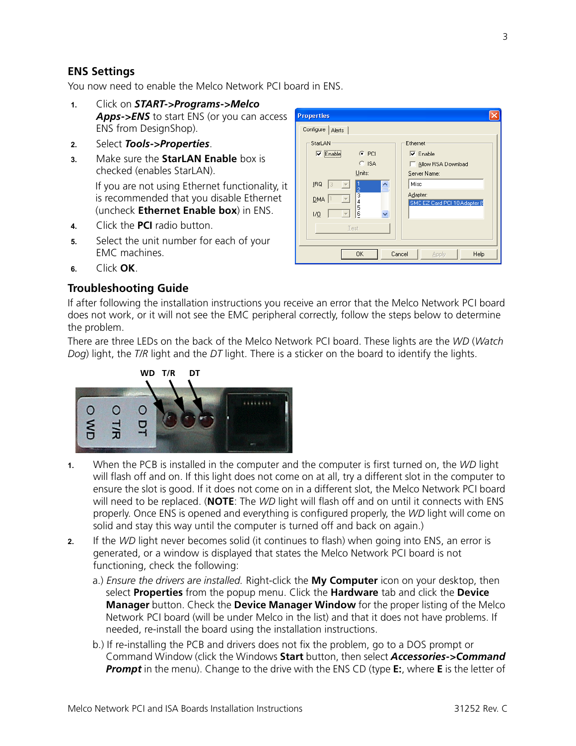## ENS Settings

You now need to enable the Melco Network PCI board in ENS.

1. Click on ***START->Programs->Melco Apps->ENS*** to start ENS (or you can access ENS from DesignShop).
2. Select ***Tools->Properties***.
3. Make sure the **StarLAN Enable** box is checked (enables StarLAN).

   If you are not using Ethernet functionality, it is recommended that you disable Ethernet (uncheck **Ethernet Enable box**) in ENS.
4. Click the **PCI** radio button.
5. Select the unit number for each of your EMC machines.
6. Click **OK**.

## Troubleshooting Guide

If after following the installation instructions you receive an error that the Melco Network PCI board does not work, or it will not see the EMC peripheral correctly, follow the steps below to determine the problem.

There are three LEDs on the back of the Melco Network PCI board. These lights are the *WD* (*Watch Dog*) light, the *T/R* light and the *DT* light. There is a sticker on the board to identify the lights.

1. When the PCB is installed in the computer and the computer is first turned on, the *WD* light will flash off and on. If this light does not come on at all, try a different slot in the computer to ensure the slot is good. If it does not come on in a different slot, the Melco Network PCI board will need to be replaced. (**NOTE**: The *WD* light will flash off and on until it connects with ENS properly. Once ENS is opened and everything is configured properly, the *WD* light will come on solid and stay this way until the computer is turned off and back on again.)
2. If the *WD* light never becomes solid (it continues to flash) when going into ENS, an error is generated, or a window is displayed that states the Melco Network PCI board is not functioning, check the following:

   a.) *Ensure the drivers are installed.* Right-click the **My Computer** icon on your desktop, then select **Properties** from the popup menu. Click the **Hardware** tab and click the **Device Manager** button. Check the **Device Manager Window** for the proper listing of the Melco Network PCI board (will be under Melco in the list) and that it does not have problems. If needed, re-install the board using the installation instructions.

   b.) If re-installing the PCB and drivers does not fix the problem, go to a DOS prompt or Command Window (click the Windows **Start** button, then select ***Accessories->Command Prompt*** in the menu). Change to the drive with the ENS CD (type **E:**, where **E** is the letter of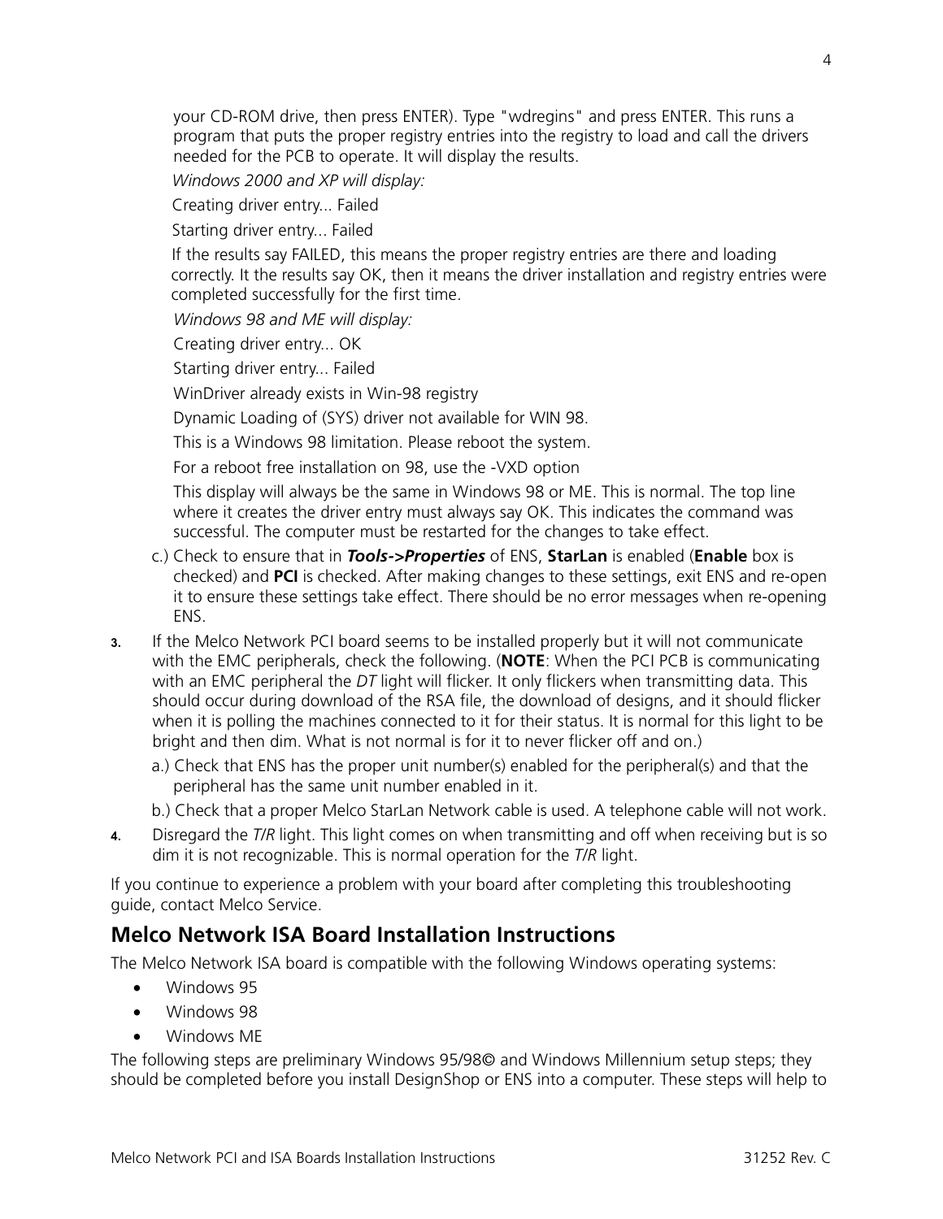your CD-ROM drive, then press ENTER). Type "wdregins" and press ENTER. This runs a program that puts the proper registry entries into the registry to load and call the drivers needed for the PCB to operate. It will display the results.

*Windows 2000 and XP will display:*

Creating driver entry... Failed

Starting driver entry... Failed

If the results say FAILED, this means the proper registry entries are there and loading correctly. It the results say OK, then it means the driver installation and registry entries were completed successfully for the first time.

*Windows 98 and ME will display:*

Creating driver entry... OK

Starting driver entry... Failed

WinDriver already exists in Win-98 registry

Dynamic Loading of (SYS) driver not available for WIN 98.

This is a Windows 98 limitation. Please reboot the system.

For a reboot free installation on 98, use the -VXD option

This display will always be the same in Windows 98 or ME. This is normal. The top line where it creates the driver entry must always say OK. This indicates the command was successful. The computer must be restarted for the changes to take effect.

c.) Check to ensure that in ***Tools->Properties*** of ENS, **StarLan** is enabled (**Enable** box is checked) and **PCI** is checked. After making changes to these settings, exit ENS and re-open it to ensure these settings take effect. There should be no error messages when re-opening ENS.

3. If the Melco Network PCI board seems to be installed properly but it will not communicate with the EMC peripherals, check the following. (**NOTE**: When the PCI PCB is communicating with an EMC peripheral the *DT* light will flicker. It only flickers when transmitting data. This should occur during download of the RSA file, the download of designs, and it should flicker when it is polling the machines connected to it for their status. It is normal for this light to be bright and then dim. What is not normal is for it to never flicker off and on.)

   a.) Check that ENS has the proper unit number(s) enabled for the peripheral(s) and that the peripheral has the same unit number enabled in it.

   b.) Check that a proper Melco StarLan Network cable is used. A telephone cable will not work.

4. Disregard the *T/R* light. This light comes on when transmitting and off when receiving but is so dim it is not recognizable. This is normal operation for the *T/R* light.

If you continue to experience a problem with your board after completing this troubleshooting guide, contact Melco Service.

## Melco Network ISA Board Installation Instructions

The Melco Network ISA board is compatible with the following Windows operating systems:

- Windows 95
- Windows 98
- Windows ME

The following steps are preliminary Windows 95/98© and Windows Millennium setup steps; they should be completed before you install DesignShop or ENS into a computer. These steps will help to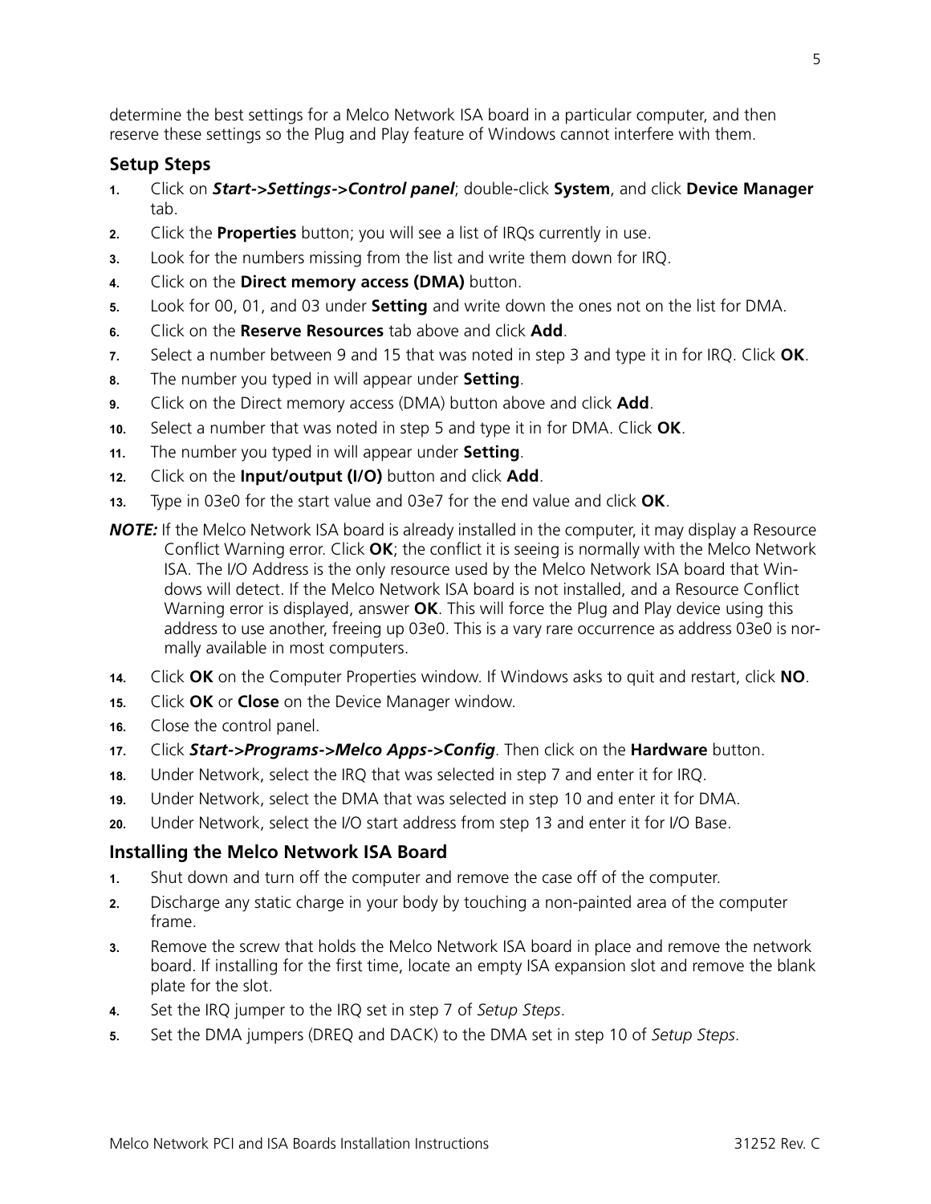determine the best settings for a Melco Network ISA board in a particular computer, and then reserve these settings so the Plug and Play feature of Windows cannot interfere with them.

### Setup Steps

1. Click on ***Start->Settings->Control panel***; double-click **System**, and click **Device Manager** tab.
2. Click the **Properties** button; you will see a list of IRQs currently in use.
3. Look for the numbers missing from the list and write them down for IRQ.
4. Click on the **Direct memory access (DMA)** button.
5. Look for 00, 01, and 03 under **Setting** and write down the ones not on the list for DMA.
6. Click on the **Reserve Resources** tab above and click **Add**.
7. Select a number between 9 and 15 that was noted in step 3 and type it in for IRQ. Click **OK**.
8. The number you typed in will appear under **Setting**.
9. Click on the Direct memory access (DMA) button above and click **Add**.
10. Select a number that was noted in step 5 and type it in for DMA. Click **OK**.
11. The number you typed in will appear under **Setting**.
12. Click on the **Input/output (I/O)** button and click **Add**.
13. Type in 03e0 for the start value and 03e7 for the end value and click **OK**.

***NOTE:*** If the Melco Network ISA board is already installed in the computer, it may display a Resource Conflict Warning error. Click **OK**; the conflict it is seeing is normally with the Melco Network ISA. The I/O Address is the only resource used by the Melco Network ISA board that Windows will detect. If the Melco Network ISA board is not installed, and a Resource Conflict Warning error is displayed, answer **OK**. This will force the Plug and Play device using this address to use another, freeing up 03e0. This is a vary rare occurrence as address 03e0 is normally available in most computers.

14. Click **OK** on the Computer Properties window. If Windows asks to quit and restart, click **NO**.
15. Click **OK** or **Close** on the Device Manager window.
16. Close the control panel.
17. Click ***Start->Programs->Melco Apps->Config***. Then click on the **Hardware** button.
18. Under Network, select the IRQ that was selected in step 7 and enter it for IRQ.
19. Under Network, select the DMA that was selected in step 10 and enter it for DMA.
20. Under Network, select the I/O start address from step 13 and enter it for I/O Base.

### Installing the Melco Network ISA Board

1. Shut down and turn off the computer and remove the case off of the computer.
2. Discharge any static charge in your body by touching a non-painted area of the computer frame.
3. Remove the screw that holds the Melco Network ISA board in place and remove the network board. If installing for the first time, locate an empty ISA expansion slot and remove the blank plate for the slot.
4. Set the IRQ jumper to the IRQ set in step 7 of *Setup Steps*.
5. Set the DMA jumpers (DREQ and DACK) to the DMA set in step 10 of *Setup Steps*.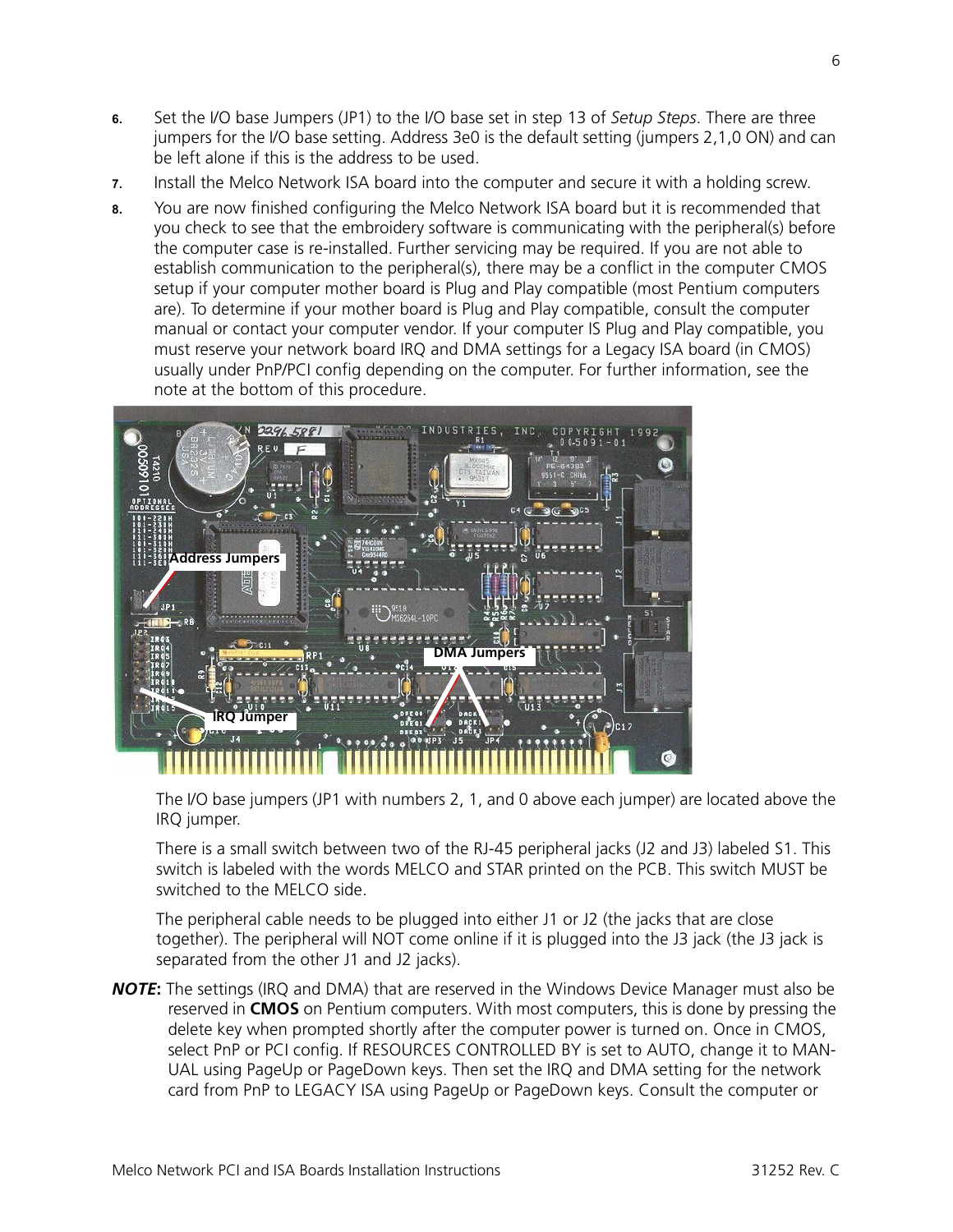6. Set the I/O base Jumpers (JP1) to the I/O base set in step 13 of *Setup Steps*. There are three jumpers for the I/O base setting. Address 3e0 is the default setting (jumpers 2,1,0 ON) and can be left alone if this is the address to be used.
7. Install the Melco Network ISA board into the computer and secure it with a holding screw.
8. You are now finished configuring the Melco Network ISA board but it is recommended that you check to see that the embroidery software is communicating with the peripheral(s) before the computer case is re-installed. Further servicing may be required. If you are not able to establish communication to the peripheral(s), there may be a conflict in the computer CMOS setup if your computer mother board is Plug and Play compatible (most Pentium computers are). To determine if your mother board is Plug and Play compatible, consult the computer manual or contact your computer vendor. If your computer IS Plug and Play compatible, you must reserve your network board IRQ and DMA settings for a Legacy ISA board (in CMOS) usually under PnP/PCI config depending on the computer. For further information, see the note at the bottom of this procedure.

The I/O base jumpers (JP1 with numbers 2, 1, and 0 above each jumper) are located above the IRQ jumper.

There is a small switch between two of the RJ-45 peripheral jacks (J2 and J3) labeled S1. This switch is labeled with the words MELCO and STAR printed on the PCB. This switch MUST be switched to the MELCO side.

The peripheral cable needs to be plugged into either J1 or J2 (the jacks that are close together). The peripheral will NOT come online if it is plugged into the J3 jack (the J3 jack is separated from the other J1 and J2 jacks).

***NOTE*:** The settings (IRQ and DMA) that are reserved in the Windows Device Manager must also be reserved in **CMOS** on Pentium computers. With most computers, this is done by pressing the delete key when prompted shortly after the computer power is turned on. Once in CMOS, select PnP or PCI config. If RESOURCES CONTROLLED BY is set to AUTO, change it to MANUAL using PageUp or PageDown keys. Then set the IRQ and DMA setting for the network card from PnP to LEGACY ISA using PageUp or PageDown keys. Consult the computer or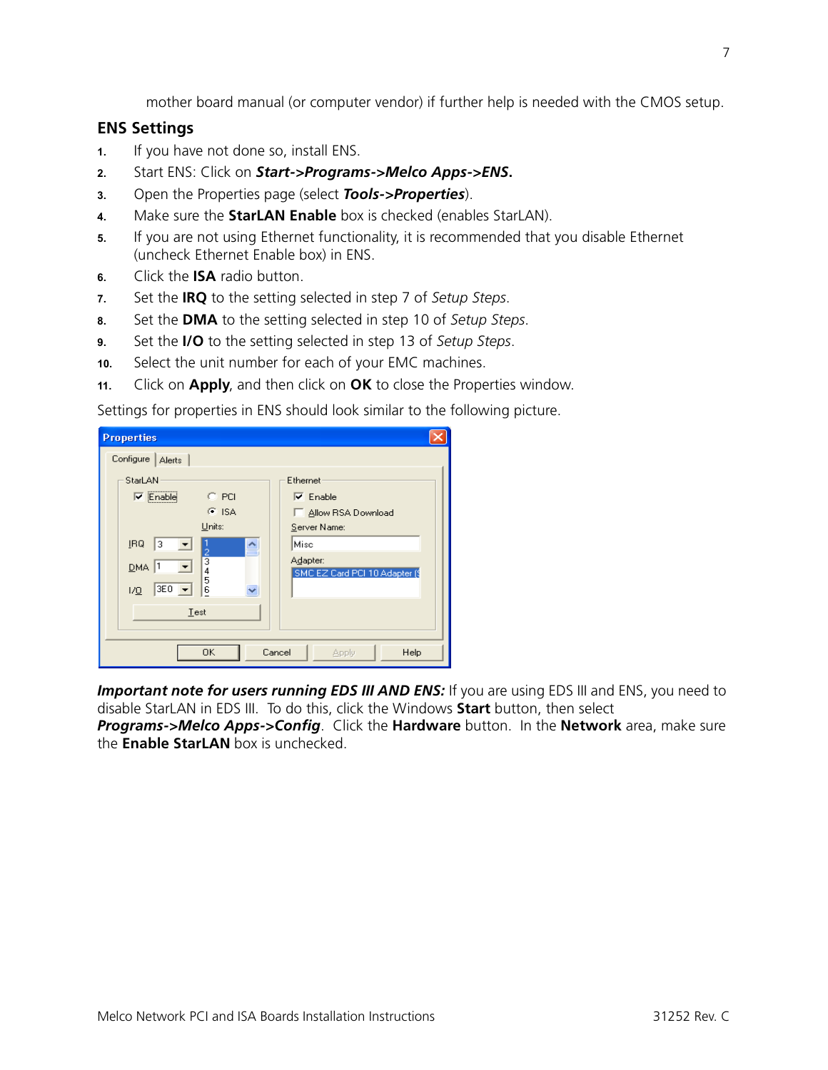mother board manual (or computer vendor) if further help is needed with the CMOS setup.

## ENS Settings

1. If you have not done so, install ENS.
2. Start ENS: Click on ***Start->Programs->Melco Apps->ENS.***
3. Open the Properties page (select ***Tools->Properties***).
4. Make sure the **StarLAN Enable** box is checked (enables StarLAN).
5. If you are not using Ethernet functionality, it is recommended that you disable Ethernet (uncheck Ethernet Enable box) in ENS.
6. Click the **ISA** radio button.
7. Set the **IRQ** to the setting selected in step 7 of *Setup Steps*.
8. Set the **DMA** to the setting selected in step 10 of *Setup Steps*.
9. Set the **I/O** to the setting selected in step 13 of *Setup Steps*.
10. Select the unit number for each of your EMC machines.
11. Click on **Apply**, and then click on **OK** to close the Properties window.

Settings for properties in ENS should look similar to the following picture.

Properties

Configure | Alerts

StarLAN
Enable
PCI
ISA
Units:
1
2
3
4
5
6
IRQ 3
DMA 1
I/O 3E0
Test

Ethernet
Enable
Allow RSA Download
Server Name:
Misc
Adapter:
SMC EZ Card PCI 10 Adapter

OK Cancel Apply Help

***Important note for users running EDS III AND ENS:*** If you are using EDS III and ENS, you need to disable StarLAN in EDS III. To do this, click the Windows **Start** button, then select ***Programs->Melco Apps->Config***. Click the **Hardware** button. In the **Network** area, make sure the **Enable StarLAN** box is unchecked.